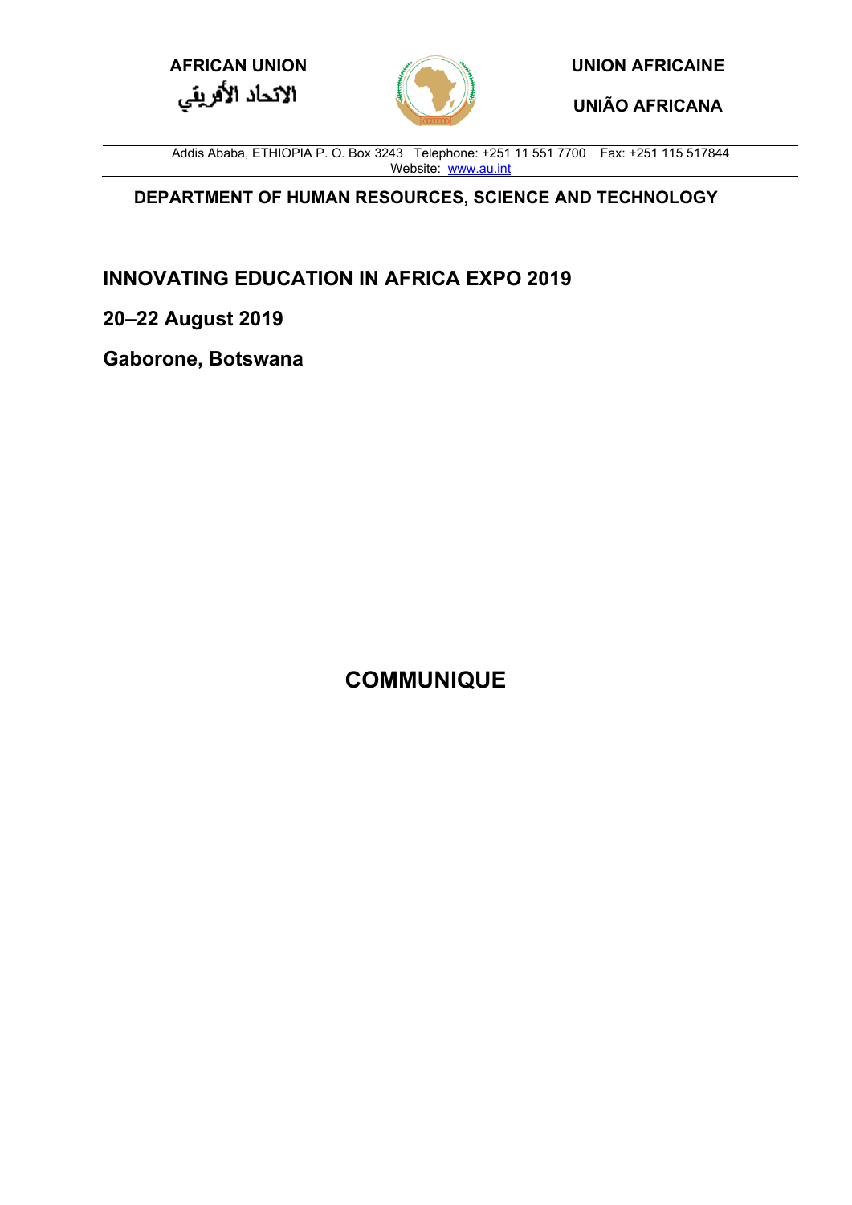**AFRICAN UNION**

**الاتحاد الأفريقي**

**UNION AFRICAINE**

**UNIÃO AFRICANA**

Addis Ababa, ETHIOPIA P. O. Box 3243 Telephone: +251 11 551 7700 Fax: +251 115 517844
Website: www.au.int

**DEPARTMENT OF HUMAN RESOURCES, SCIENCE AND TECHNOLOGY**

## INNOVATING EDUCATION IN AFRICA EXPO 2019

**20–22 August 2019**

**Gaborone, Botswana**

# COMMUNIQUE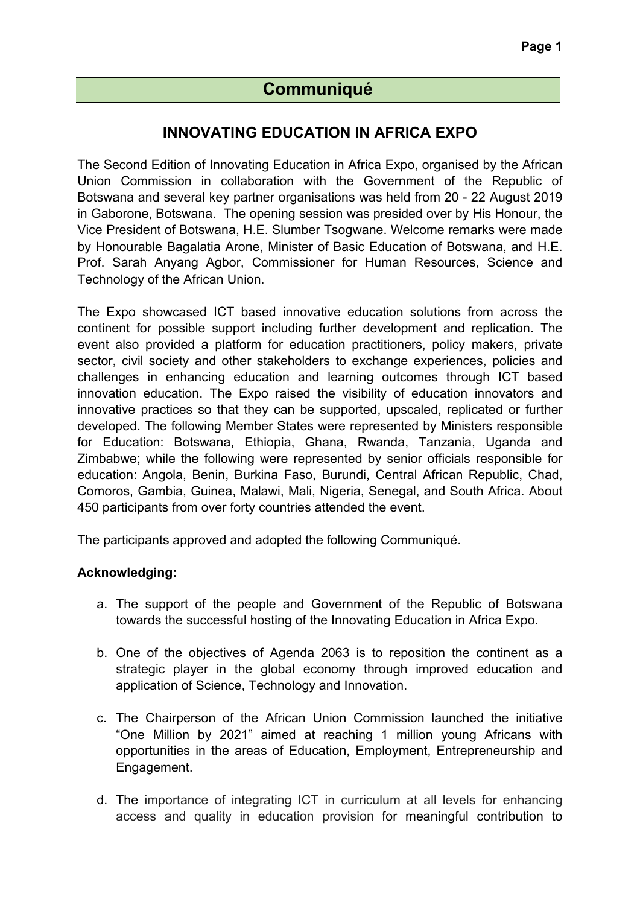## Communiqué

### INNOVATING EDUCATION IN AFRICA EXPO

The Second Edition of Innovating Education in Africa Expo, organised by the African Union Commission in collaboration with the Government of the Republic of Botswana and several key partner organisations was held from 20 - 22 August 2019 in Gaborone, Botswana. The opening session was presided over by His Honour, the Vice President of Botswana, H.E. Slumber Tsogwane. Welcome remarks were made by Honourable Bagalatia Arone, Minister of Basic Education of Botswana, and H.E. Prof. Sarah Anyang Agbor, Commissioner for Human Resources, Science and Technology of the African Union.

The Expo showcased ICT based innovative education solutions from across the continent for possible support including further development and replication. The event also provided a platform for education practitioners, policy makers, private sector, civil society and other stakeholders to exchange experiences, policies and challenges in enhancing education and learning outcomes through ICT based innovation education. The Expo raised the visibility of education innovators and innovative practices so that they can be supported, upscaled, replicated or further developed. The following Member States were represented by Ministers responsible for Education: Botswana, Ethiopia, Ghana, Rwanda, Tanzania, Uganda and Zimbabwe; while the following were represented by senior officials responsible for education: Angola, Benin, Burkina Faso, Burundi, Central African Republic, Chad, Comoros, Gambia, Guinea, Malawi, Mali, Nigeria, Senegal, and South Africa. About 450 participants from over forty countries attended the event.

The participants approved and adopted the following Communiqué.

**Acknowledging:**

a. The support of the people and Government of the Republic of Botswana towards the successful hosting of the Innovating Education in Africa Expo.

b. One of the objectives of Agenda 2063 is to reposition the continent as a strategic player in the global economy through improved education and application of Science, Technology and Innovation.

c. The Chairperson of the African Union Commission launched the initiative "One Million by 2021" aimed at reaching 1 million young Africans with opportunities in the areas of Education, Employment, Entrepreneurship and Engagement.

d. The importance of integrating ICT in curriculum at all levels for enhancing access and quality in education provision for meaningful contribution to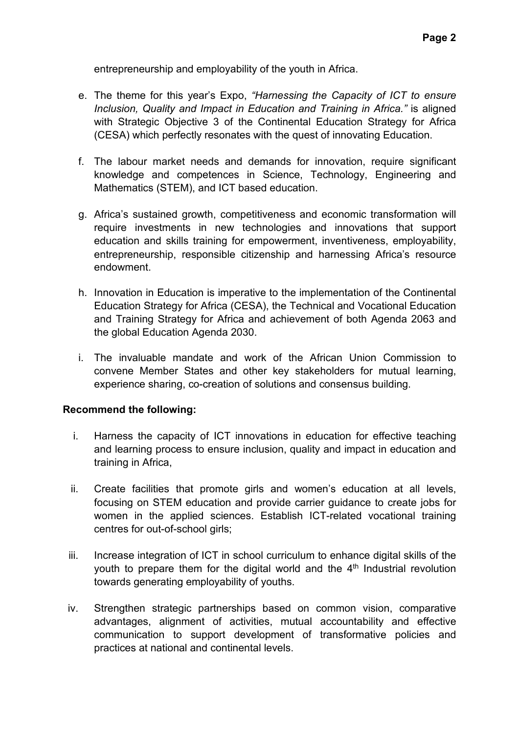entrepreneurship and employability of the youth in Africa.

e. The theme for this year's Expo, *"Harnessing the Capacity of ICT to ensure Inclusion, Quality and Impact in Education and Training in Africa."* is aligned with Strategic Objective 3 of the Continental Education Strategy for Africa (CESA) which perfectly resonates with the quest of innovating Education.

f. The labour market needs and demands for innovation, require significant knowledge and competences in Science, Technology, Engineering and Mathematics (STEM), and ICT based education.

g. Africa's sustained growth, competitiveness and economic transformation will require investments in new technologies and innovations that support education and skills training for empowerment, inventiveness, employability, entrepreneurship, responsible citizenship and harnessing Africa's resource endowment.

h. Innovation in Education is imperative to the implementation of the Continental Education Strategy for Africa (CESA), the Technical and Vocational Education and Training Strategy for Africa and achievement of both Agenda 2063 and the global Education Agenda 2030.

i. The invaluable mandate and work of the African Union Commission to convene Member States and other key stakeholders for mutual learning, experience sharing, co-creation of solutions and consensus building.

**Recommend the following:**

i. Harness the capacity of ICT innovations in education for effective teaching and learning process to ensure inclusion, quality and impact in education and training in Africa,

ii. Create facilities that promote girls and women's education at all levels, focusing on STEM education and provide carrier guidance to create jobs for women in the applied sciences. Establish ICT-related vocational training centres for out-of-school girls;

iii. Increase integration of ICT in school curriculum to enhance digital skills of the youth to prepare them for the digital world and the 4th Industrial revolution towards generating employability of youths.

iv. Strengthen strategic partnerships based on common vision, comparative advantages, alignment of activities, mutual accountability and effective communication to support development of transformative policies and practices at national and continental levels.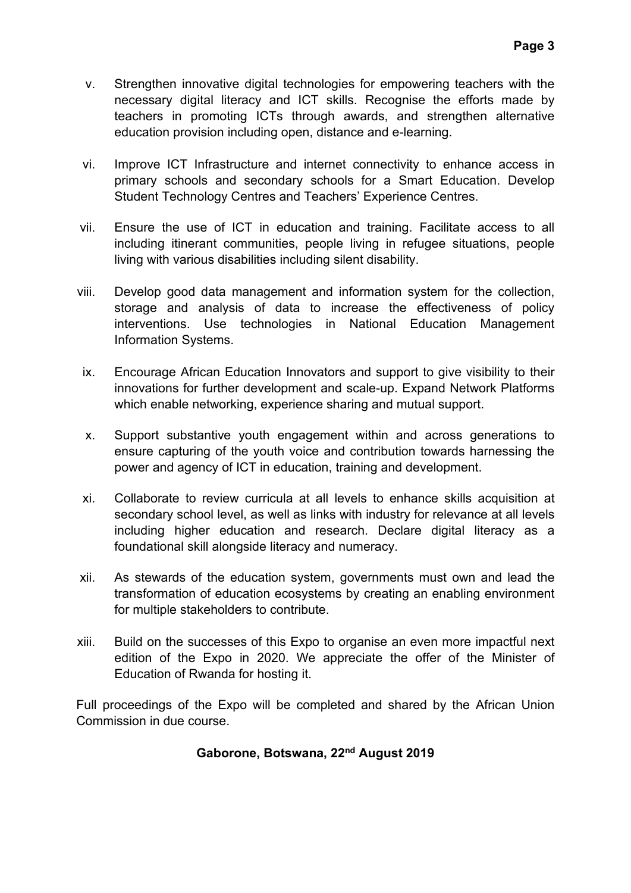v. Strengthen innovative digital technologies for empowering teachers with the necessary digital literacy and ICT skills. Recognise the efforts made by teachers in promoting ICTs through awards, and strengthen alternative education provision including open, distance and e-learning.

vi. Improve ICT Infrastructure and internet connectivity to enhance access in primary schools and secondary schools for a Smart Education. Develop Student Technology Centres and Teachers' Experience Centres.

vii. Ensure the use of ICT in education and training. Facilitate access to all including itinerant communities, people living in refugee situations, people living with various disabilities including silent disability.

viii. Develop good data management and information system for the collection, storage and analysis of data to increase the effectiveness of policy interventions. Use technologies in National Education Management Information Systems.

ix. Encourage African Education Innovators and support to give visibility to their innovations for further development and scale-up. Expand Network Platforms which enable networking, experience sharing and mutual support.

x. Support substantive youth engagement within and across generations to ensure capturing of the youth voice and contribution towards harnessing the power and agency of ICT in education, training and development.

xi. Collaborate to review curricula at all levels to enhance skills acquisition at secondary school level, as well as links with industry for relevance at all levels including higher education and research. Declare digital literacy as a foundational skill alongside literacy and numeracy.

xii. As stewards of the education system, governments must own and lead the transformation of education ecosystems by creating an enabling environment for multiple stakeholders to contribute.

xiii. Build on the successes of this Expo to organise an even more impactful next edition of the Expo in 2020. We appreciate the offer of the Minister of Education of Rwanda for hosting it.

Full proceedings of the Expo will be completed and shared by the African Union Commission in due course.

**Gaborone, Botswana, 22nd August 2019**